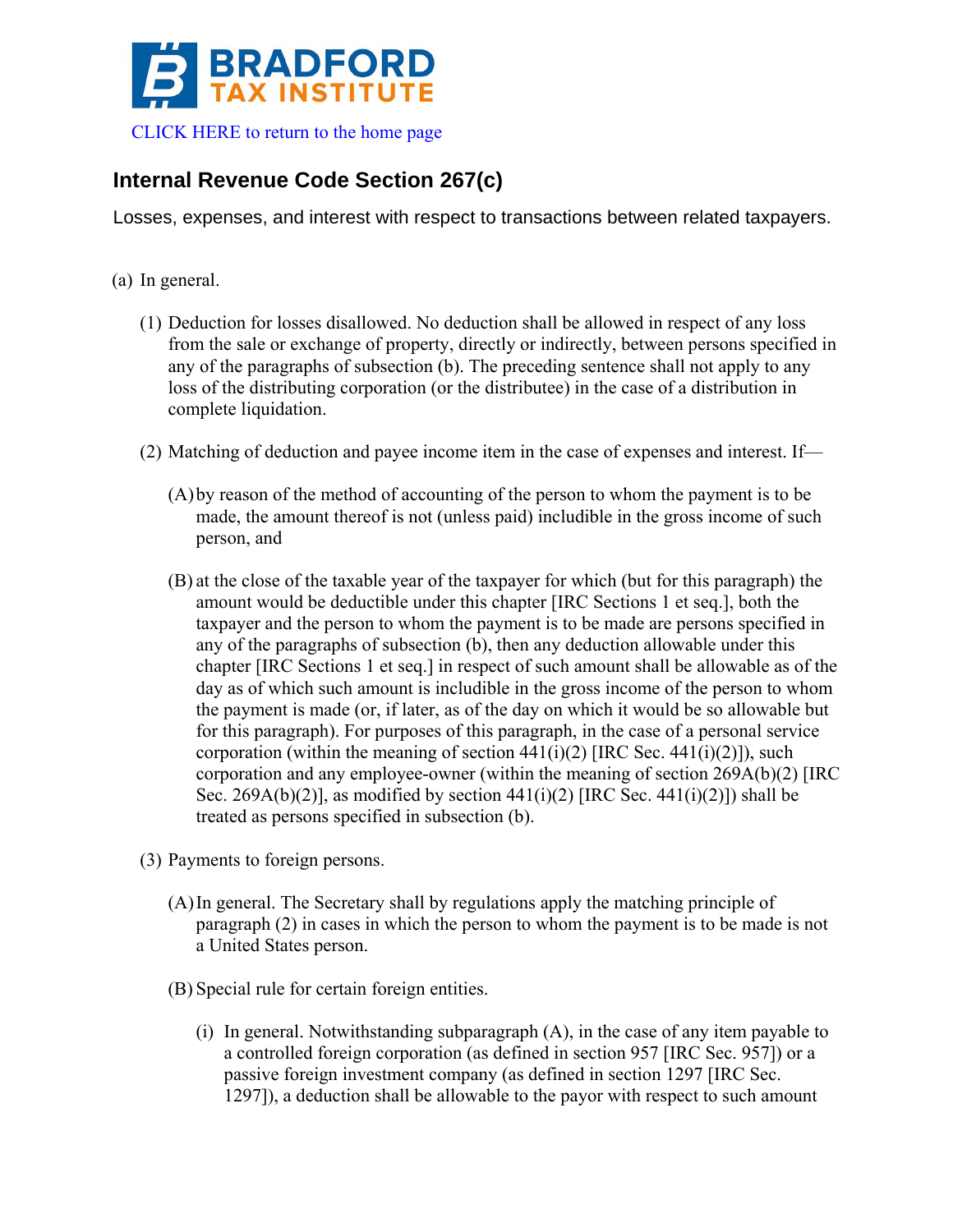BRADFORD TAX INSTITUTE

CLICK HERE to return to the home page

## Internal Revenue Code Section 267(c)

Losses, expenses, and interest with respect to transactions between related taxpayers.

(a) In general.

(1) Deduction for losses disallowed. No deduction shall be allowed in respect of any loss from the sale or exchange of property, directly or indirectly, between persons specified in any of the paragraphs of subsection (b). The preceding sentence shall not apply to any loss of the distributing corporation (or the distributee) in the case of a distribution in complete liquidation.

(2) Matching of deduction and payee income item in the case of expenses and interest. If—

(A) by reason of the method of accounting of the person to whom the payment is to be made, the amount thereof is not (unless paid) includible in the gross income of such person, and

(B) at the close of the taxable year of the taxpayer for which (but for this paragraph) the amount would be deductible under this chapter [IRC Sections 1 et seq.], both the taxpayer and the person to whom the payment is to be made are persons specified in any of the paragraphs of subsection (b), then any deduction allowable under this chapter [IRC Sections 1 et seq.] in respect of such amount shall be allowable as of the day as of which such amount is includible in the gross income of the person to whom the payment is made (or, if later, as of the day on which it would be so allowable but for this paragraph). For purposes of this paragraph, in the case of a personal service corporation (within the meaning of section 441(i)(2) [IRC Sec. 441(i)(2)]), such corporation and any employee-owner (within the meaning of section 269A(b)(2) [IRC Sec. 269A(b)(2)], as modified by section 441(i)(2) [IRC Sec. 441(i)(2)]) shall be treated as persons specified in subsection (b).

(3) Payments to foreign persons.

(A) In general. The Secretary shall by regulations apply the matching principle of paragraph (2) in cases in which the person to whom the payment is to be made is not a United States person.

(B) Special rule for certain foreign entities.

(i) In general. Notwithstanding subparagraph (A), in the case of any item payable to a controlled foreign corporation (as defined in section 957 [IRC Sec. 957]) or a passive foreign investment company (as defined in section 1297 [IRC Sec. 1297]), a deduction shall be allowable to the payor with respect to such amount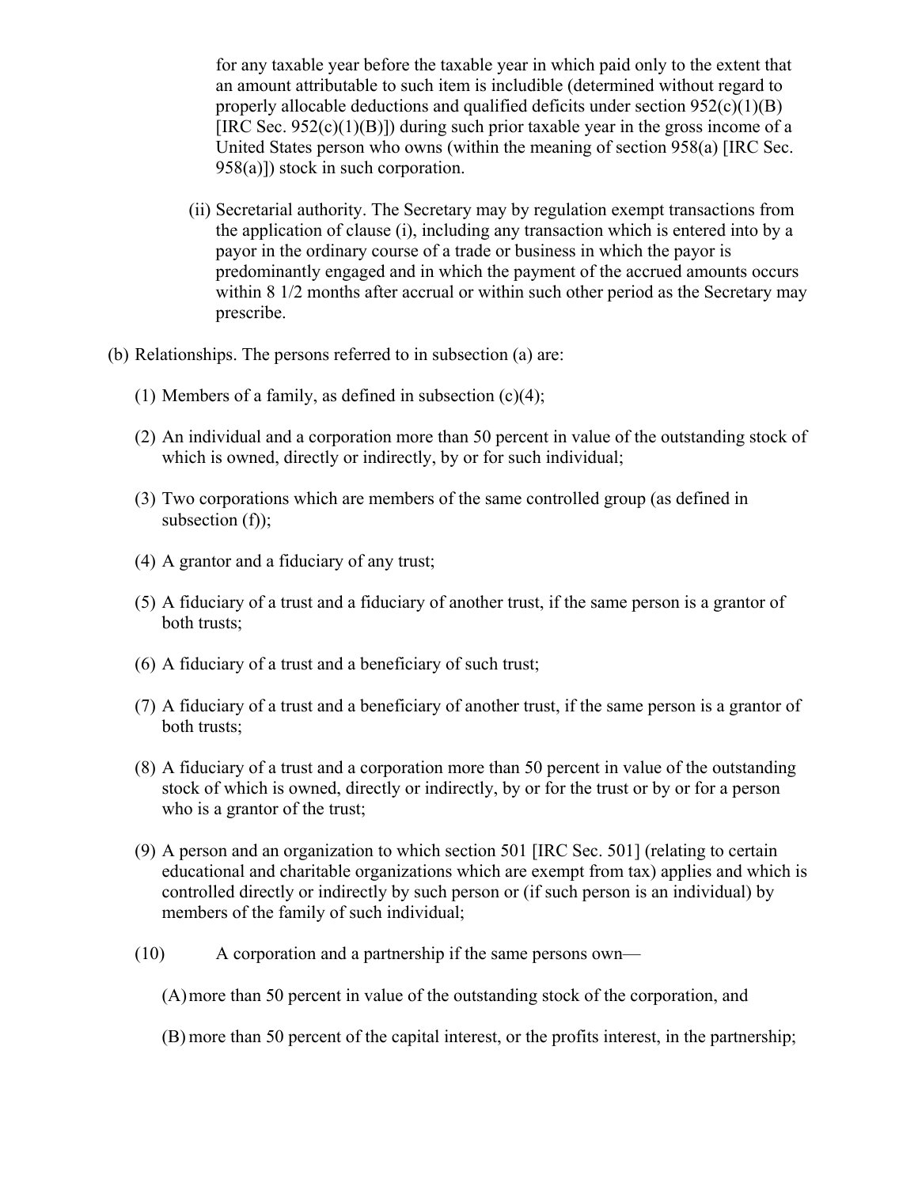for any taxable year before the taxable year in which paid only to the extent that an amount attributable to such item is includible (determined without regard to properly allocable deductions and qualified deficits under section 952(c)(1)(B) [IRC Sec. 952(c)(1)(B)]) during such prior taxable year in the gross income of a United States person who owns (within the meaning of section 958(a) [IRC Sec. 958(a)]) stock in such corporation.

(ii) Secretarial authority. The Secretary may by regulation exempt transactions from the application of clause (i), including any transaction which is entered into by a payor in the ordinary course of a trade or business in which the payor is predominantly engaged and in which the payment of the accrued amounts occurs within 8 1/2 months after accrual or within such other period as the Secretary may prescribe.

(b) Relationships. The persons referred to in subsection (a) are:

(1) Members of a family, as defined in subsection (c)(4);

(2) An individual and a corporation more than 50 percent in value of the outstanding stock of which is owned, directly or indirectly, by or for such individual;

(3) Two corporations which are members of the same controlled group (as defined in subsection (f));

(4) A grantor and a fiduciary of any trust;

(5) A fiduciary of a trust and a fiduciary of another trust, if the same person is a grantor of both trusts;

(6) A fiduciary of a trust and a beneficiary of such trust;

(7) A fiduciary of a trust and a beneficiary of another trust, if the same person is a grantor of both trusts;

(8) A fiduciary of a trust and a corporation more than 50 percent in value of the outstanding stock of which is owned, directly or indirectly, by or for the trust or by or for a person who is a grantor of the trust;

(9) A person and an organization to which section 501 [IRC Sec. 501] (relating to certain educational and charitable organizations which are exempt from tax) applies and which is controlled directly or indirectly by such person or (if such person is an individual) by members of the family of such individual;

(10) A corporation and a partnership if the same persons own—

(A) more than 50 percent in value of the outstanding stock of the corporation, and

(B) more than 50 percent of the capital interest, or the profits interest, in the partnership;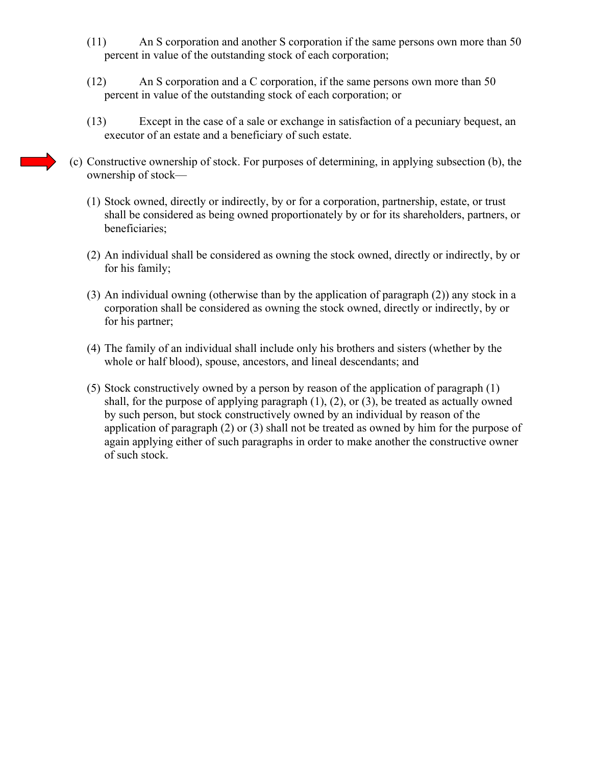(11) An S corporation and another S corporation if the same persons own more than 50 percent in value of the outstanding stock of each corporation;

(12) An S corporation and a C corporation, if the same persons own more than 50 percent in value of the outstanding stock of each corporation; or

(13) Except in the case of a sale or exchange in satisfaction of a pecuniary bequest, an executor of an estate and a beneficiary of such estate.

(c) Constructive ownership of stock. For purposes of determining, in applying subsection (b), the ownership of stock—

(1) Stock owned, directly or indirectly, by or for a corporation, partnership, estate, or trust shall be considered as being owned proportionately by or for its shareholders, partners, or beneficiaries;

(2) An individual shall be considered as owning the stock owned, directly or indirectly, by or for his family;

(3) An individual owning (otherwise than by the application of paragraph (2)) any stock in a corporation shall be considered as owning the stock owned, directly or indirectly, by or for his partner;

(4) The family of an individual shall include only his brothers and sisters (whether by the whole or half blood), spouse, ancestors, and lineal descendants; and

(5) Stock constructively owned by a person by reason of the application of paragraph (1) shall, for the purpose of applying paragraph (1), (2), or (3), be treated as actually owned by such person, but stock constructively owned by an individual by reason of the application of paragraph (2) or (3) shall not be treated as owned by him for the purpose of again applying either of such paragraphs in order to make another the constructive owner of such stock.